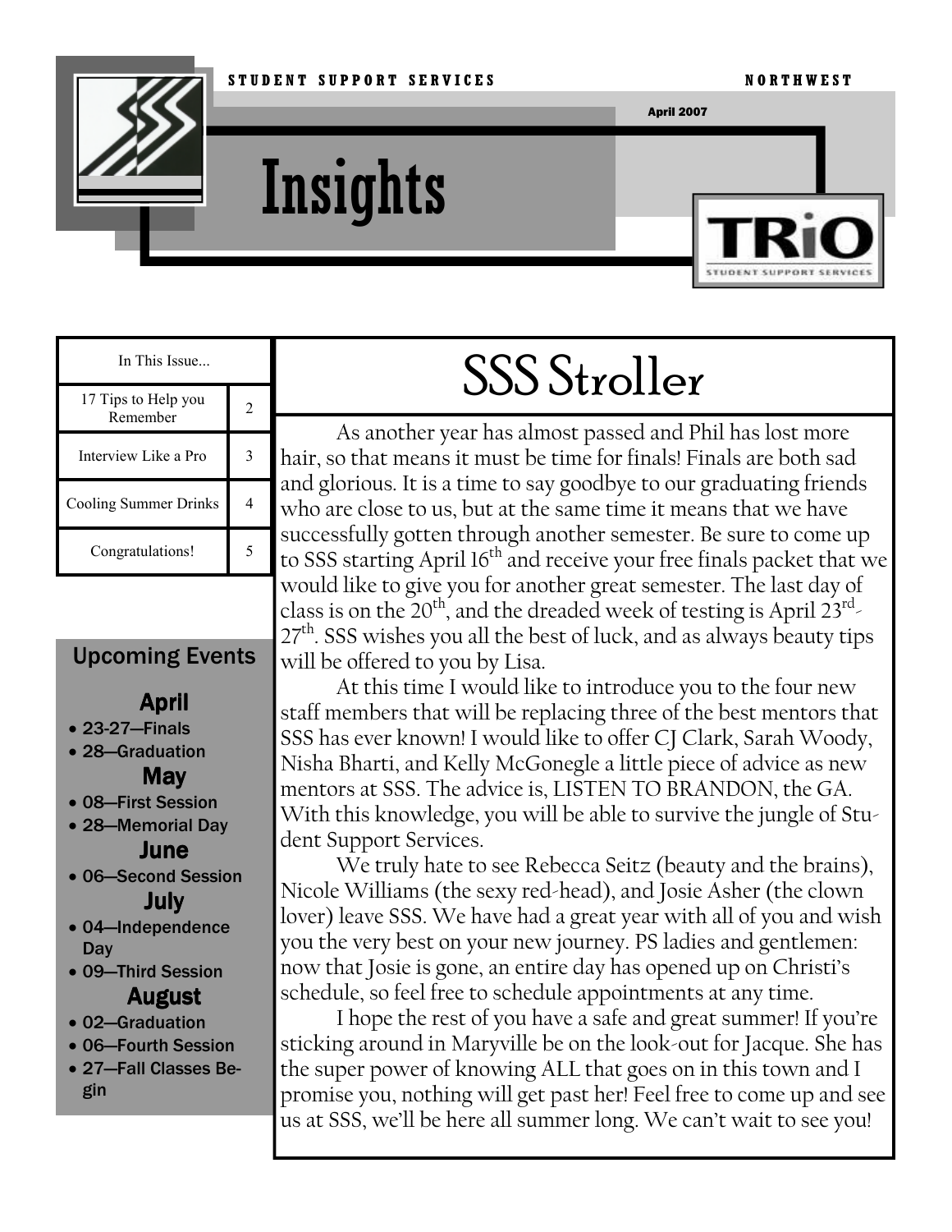STUDENT SUPPORT SERVICES NORTHWEST

April 2007

# Insights

TRiO STUDENT SUPPORT SERVICES

| In This Issue... | |
|---|---|
| 17 Tips to Help you Remember | 2 |
| Interview Like a Pro | 3 |
| Cooling Summer Drinks | 4 |
| Congratulations! | 5 |

## Upcoming Events

### April
- 23-27—Finals
- 28—Graduation

### May
- 08—First Session
- 28—Memorial Day

### June
- 06—Second Session

### July
- 04—Independence Day
- 09—Third Session

### August
- 02—Graduation
- 06—Fourth Session
- 27—Fall Classes Begin

## SSS Stroller

As another year has almost passed and Phil has lost more hair, so that means it must be time for finals! Finals are both sad and glorious. It is a time to say goodbye to our graduating friends who are close to us, but at the same time it means that we have successfully gotten through another semester. Be sure to come up to SSS starting April 16th and receive your free finals packet that we would like to give you for another great semester. The last day of class is on the 20th, and the dreaded week of testing is April 23rd-27th. SSS wishes you all the best of luck, and as always beauty tips will be offered to you by Lisa.

At this time I would like to introduce you to the four new staff members that will be replacing three of the best mentors that SSS has ever known! I would like to offer CJ Clark, Sarah Woody, Nisha Bharti, and Kelly McGonegle a little piece of advice as new mentors at SSS. The advice is, LISTEN TO BRANDON, the GA. With this knowledge, you will be able to survive the jungle of Student Support Services.

We truly hate to see Rebecca Seitz (beauty and the brains), Nicole Williams (the sexy red-head), and Josie Asher (the clown lover) leave SSS. We have had a great year with all of you and wish you the very best on your new journey. PS ladies and gentlemen: now that Josie is gone, an entire day has opened up on Christi's schedule, so feel free to schedule appointments at any time.

I hope the rest of you have a safe and great summer! If you're sticking around in Maryville be on the look-out for Jacque. She has the super power of knowing ALL that goes on in this town and I promise you, nothing will get past her! Feel free to come up and see us at SSS, we'll be here all summer long. We can't wait to see you!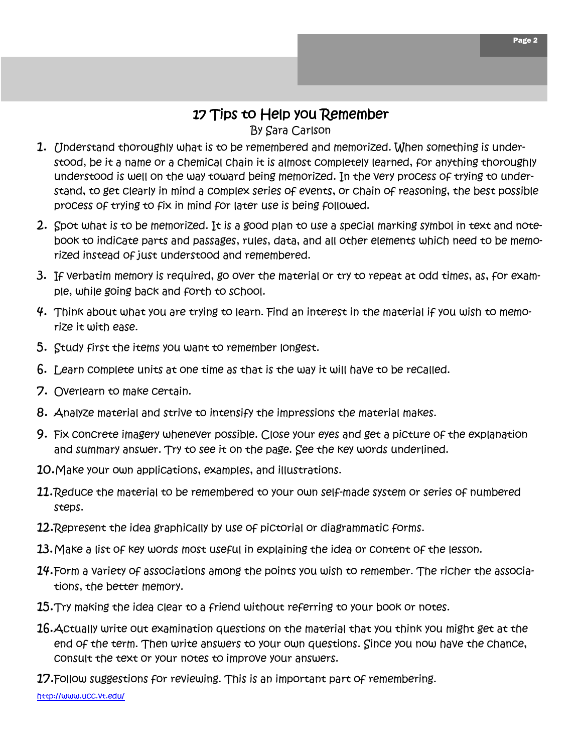# 17 Tips to Help you Remember

By Sara Carlson

1. Understand thoroughly what is to be remembered and memorized. When something is understood, be it a name or a chemical chain it is almost completely learned, for anything thoroughly understood is well on the way toward being memorized. In the very process of trying to understand, to get clearly in mind a complex series of events, or chain of reasoning, the best possible process of trying to fix in mind for later use is being followed.
2. Spot what is to be memorized. It is a good plan to use a special marking symbol in text and notebook to indicate parts and passages, rules, data, and all other elements which need to be memorized instead of just understood and remembered.
3. If verbatim memory is required, go over the material or try to repeat at odd times, as, for example, while going back and forth to school.
4. Think about what you are trying to learn. Find an interest in the material if you wish to memorize it with ease.
5. Study first the items you want to remember longest.
6. Learn complete units at one time as that is the way it will have to be recalled.
7. Overlearn to make certain.
8. Analyze material and strive to intensify the impressions the material makes.
9. Fix concrete imagery whenever possible. Close your eyes and get a picture of the explanation and summary answer. Try to see it on the page. See the key words underlined.
10. Make your own applications, examples, and illustrations.
11. Reduce the material to be remembered to your own self-made system or series of numbered steps.
12. Represent the idea graphically by use of pictorial or diagrammatic forms.
13. Make a list of key words most useful in explaining the idea or content of the lesson.
14. Form a variety of associations among the points you wish to remember. The richer the associations, the better memory.
15. Try making the idea clear to a friend without referring to your book or notes.
16. Actually write out examination questions on the material that you think you might get at the end of the term. Then write answers to your own questions. Since you now have the chance, consult the text or your notes to improve your answers.
17. Follow suggestions for reviewing. This is an important part of remembering.

http://www.ucc.vt.edu/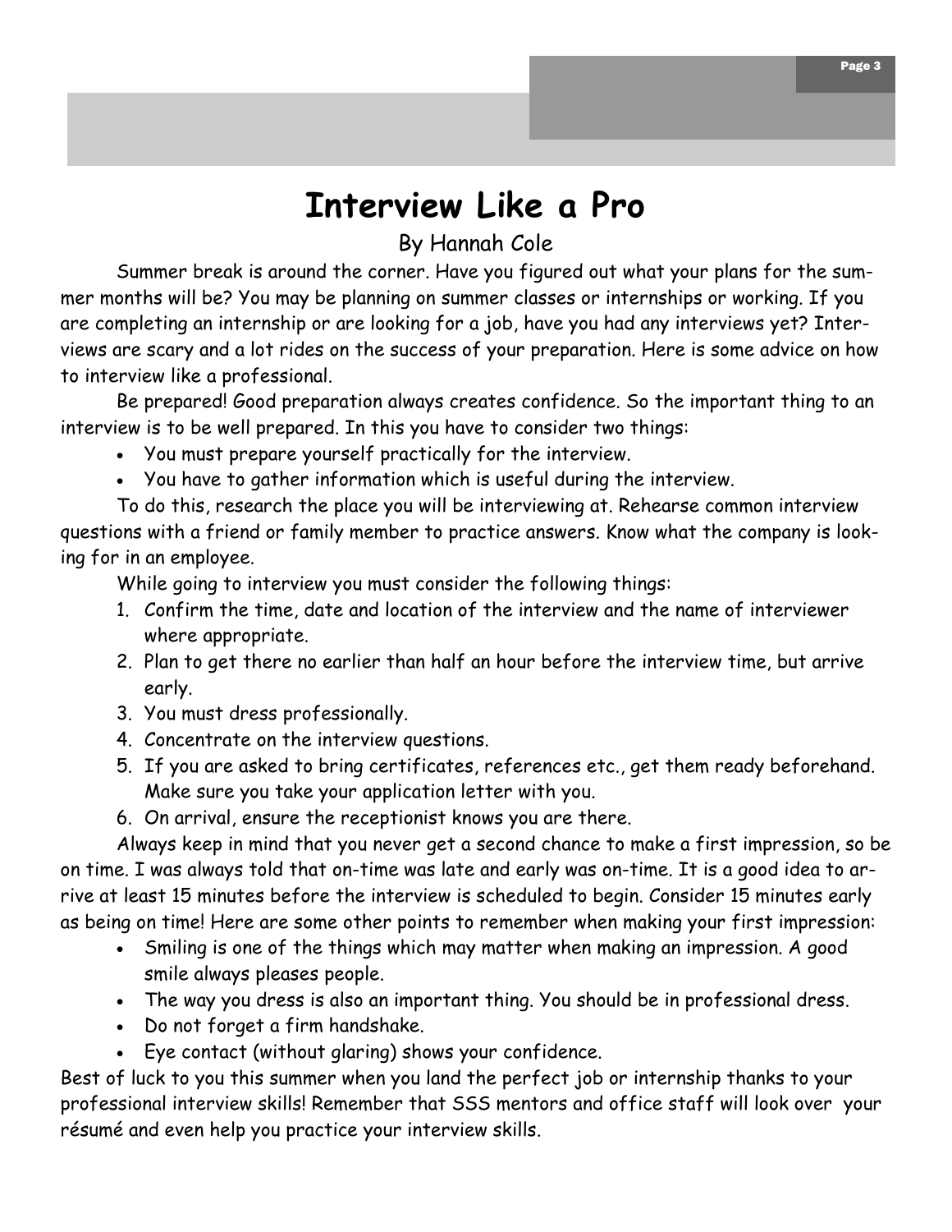# Interview Like a Pro

By Hannah Cole

Summer break is around the corner. Have you figured out what your plans for the summer months will be? You may be planning on summer classes or internships or working. If you are completing an internship or are looking for a job, have you had any interviews yet? Interviews are scary and a lot rides on the success of your preparation. Here is some advice on how to interview like a professional.

Be prepared! Good preparation always creates confidence. So the important thing to an interview is to be well prepared. In this you have to consider two things:

- You must prepare yourself practically for the interview.
- You have to gather information which is useful during the interview.

To do this, research the place you will be interviewing at. Rehearse common interview questions with a friend or family member to practice answers. Know what the company is looking for in an employee.

While going to interview you must consider the following things:

1. Confirm the time, date and location of the interview and the name of interviewer where appropriate.
2. Plan to get there no earlier than half an hour before the interview time, but arrive early.
3. You must dress professionally.
4. Concentrate on the interview questions.
5. If you are asked to bring certificates, references etc., get them ready beforehand. Make sure you take your application letter with you.
6. On arrival, ensure the receptionist knows you are there.

Always keep in mind that you never get a second chance to make a first impression, so be on time. I was always told that on-time was late and early was on-time. It is a good idea to arrive at least 15 minutes before the interview is scheduled to begin. Consider 15 minutes early as being on time! Here are some other points to remember when making your first impression:

- Smiling is one of the things which may matter when making an impression. A good smile always pleases people.
- The way you dress is also an important thing. You should be in professional dress.
- Do not forget a firm handshake.
- Eye contact (without glaring) shows your confidence.

Best of luck to you this summer when you land the perfect job or internship thanks to your professional interview skills! Remember that SSS mentors and office staff will look over your résumé and even help you practice your interview skills.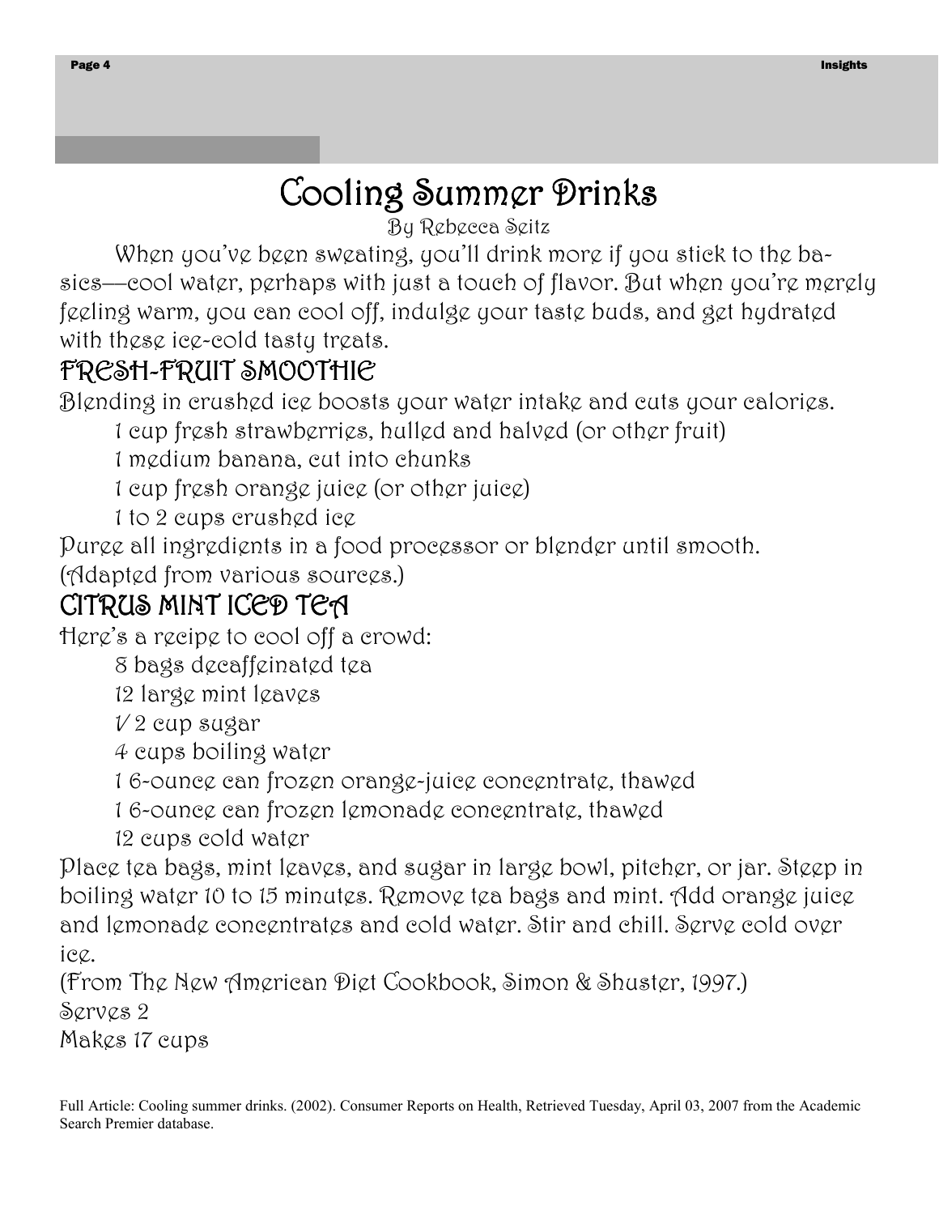# Cooling Summer Drinks

By Rebecca Seitz

When you've been sweating, you'll drink more if you stick to the basics—cool water, perhaps with just a touch of flavor. But when you're merely feeling warm, you can cool off, indulge your taste buds, and get hydrated with these ice-cold tasty treats.

## FRESH-FRUIT SMOOTHIE

Blending in crushed ice boosts your water intake and cuts your calories.

1 cup fresh strawberries, hulled and halved (or other fruit)
1 medium banana, cut into chunks
1 cup fresh orange juice (or other juice)
1 to 2 cups crushed ice

Puree all ingredients in a food processor or blender until smooth.
(Adapted from various sources.)

## CITRUS MINT ICED TEA

Here's a recipe to cool off a crowd:

8 bags decaffeinated tea
12 large mint leaves
1/2 cup sugar
4 cups boiling water
1 6-ounce can frozen orange-juice concentrate, thawed
1 6-ounce can frozen lemonade concentrate, thawed
12 cups cold water

Place tea bags, mint leaves, and sugar in large bowl, pitcher, or jar. Steep in boiling water 10 to 15 minutes. Remove tea bags and mint. Add orange juice and lemonade concentrates and cold water. Stir and chill. Serve cold over ice.

(From The New American Diet Cookbook, Simon & Shuster, 1997.)
Serves 2
Makes 17 cups

Full Article: Cooling summer drinks. (2002). Consumer Reports on Health, Retrieved Tuesday, April 03, 2007 from the Academic Search Premier database.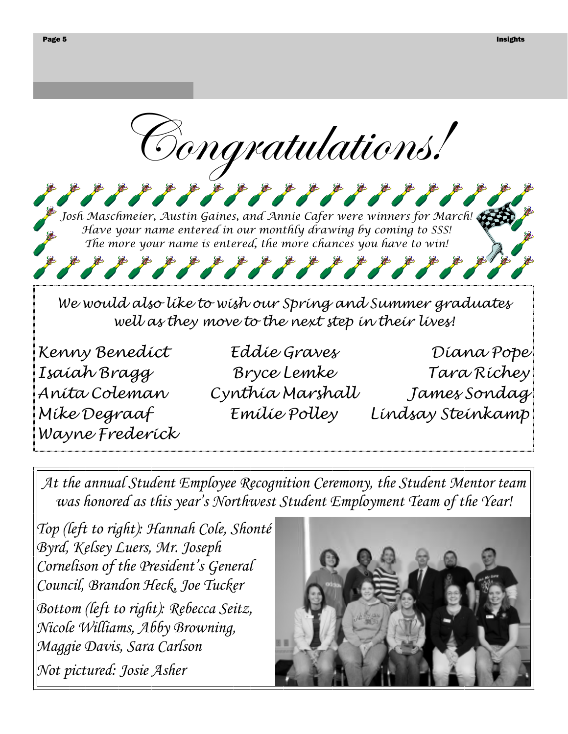# Congratulations!

*Josh Maschmeier, Austin Gaines, and Annie Cafer were winners for March!*
*Have your name entered in our monthly drawing by coming to SSS!*
*The more your name is entered, the more chances you have to win!*

*We would also like to wish our Spring and Summer graduates well as they move to the next step in their lives!*

Kenny Benedict
Isaiah Bragg
Anita Coleman
Mike Degraaf
Wayne Frederick
Eddie Graves
Bryce Lemke
Cynthia Marshall
Emilie Polley
Diana Pope
Tara Richey
James Sondag
Lindsay Steinkamp

*At the annual Student Employee Recognition Ceremony, the Student Mentor team was honored as this year's Northwest Student Employment Team of the Year!*

*Top (left to right): Hannah Cole, Shonté Byrd, Kelsey Luers, Mr. Joseph Cornelison of the President's General Council, Brandon Heck, Joe Tucker*

*Bottom (left to right): Rebecca Seitz, Nicole Williams, Abby Browning, Maggie Davis, Sara Carlson*

*Not pictured: Josie Asher*